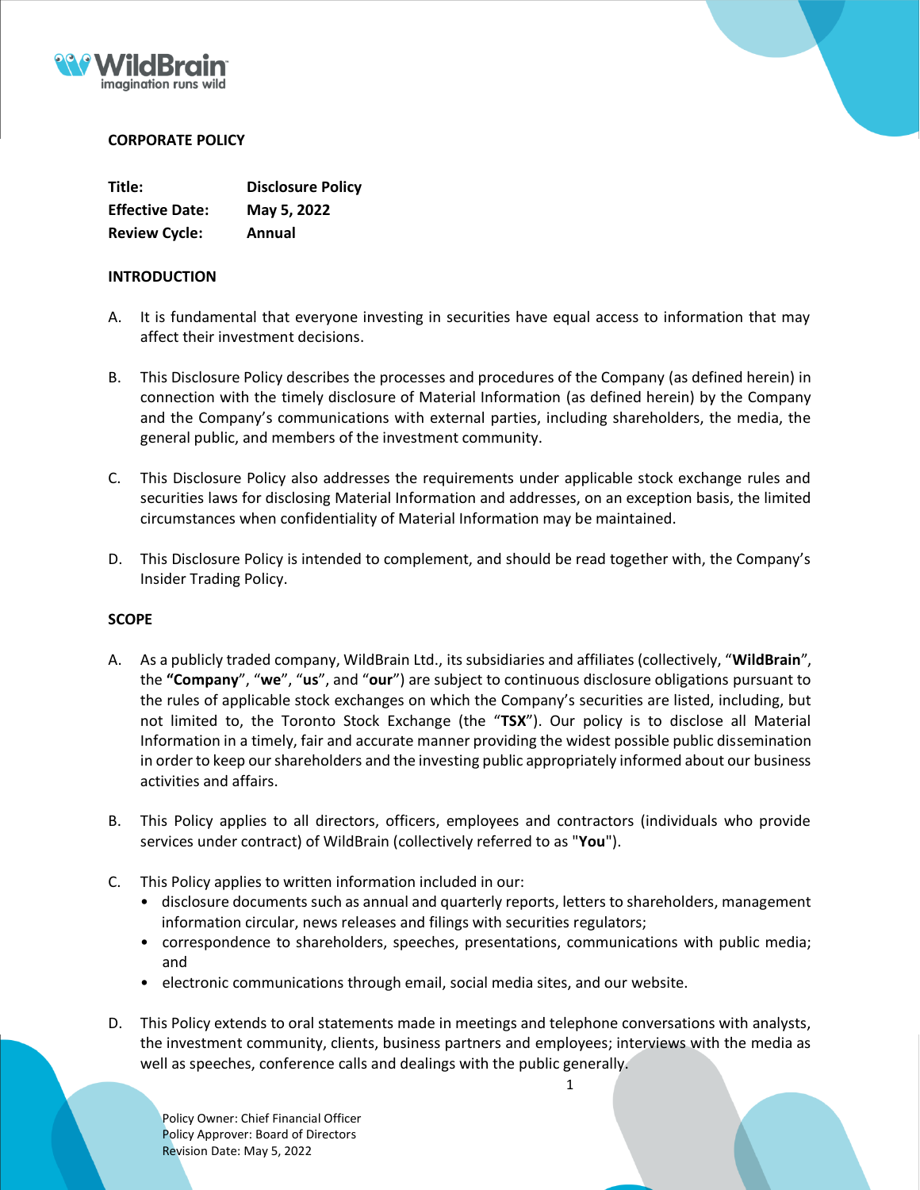**CORPORATE POLICY**

| | |
|---|---|
| **Title:** | **Disclosure Policy** |
| **Effective Date:** | **May 5, 2022** |
| **Review Cycle:** | **Annual** |

**INTRODUCTION**

A. It is fundamental that everyone investing in securities have equal access to information that may affect their investment decisions.

B. This Disclosure Policy describes the processes and procedures of the Company (as defined herein) in connection with the timely disclosure of Material Information (as defined herein) by the Company and the Company's communications with external parties, including shareholders, the media, the general public, and members of the investment community.

C. This Disclosure Policy also addresses the requirements under applicable stock exchange rules and securities laws for disclosing Material Information and addresses, on an exception basis, the limited circumstances when confidentiality of Material Information may be maintained.

D. This Disclosure Policy is intended to complement, and should be read together with, the Company's Insider Trading Policy.

**SCOPE**

A. As a publicly traded company, WildBrain Ltd., its subsidiaries and affiliates (collectively, "**WildBrain**", the **"Company**", "**we**", "**us**", and "**our**") are subject to continuous disclosure obligations pursuant to the rules of applicable stock exchanges on which the Company's securities are listed, including, but not limited to, the Toronto Stock Exchange (the "**TSX**"). Our policy is to disclose all Material Information in a timely, fair and accurate manner providing the widest possible public dissemination in order to keep our shareholders and the investing public appropriately informed about our business activities and affairs.

B. This Policy applies to all directors, officers, employees and contractors (individuals who provide services under contract) of WildBrain (collectively referred to as "**You**").

C. This Policy applies to written information included in our:
   - disclosure documents such as annual and quarterly reports, letters to shareholders, management information circular, news releases and filings with securities regulators;
   - correspondence to shareholders, speeches, presentations, communications with public media; and
   - electronic communications through email, social media sites, and our website.

D. This Policy extends to oral statements made in meetings and telephone conversations with analysts, the investment community, clients, business partners and employees; interviews with the media as well as speeches, conference calls and dealings with the public generally.

Policy Owner: Chief Financial Officer
Policy Approver: Board of Directors
Revision Date: May 5, 2022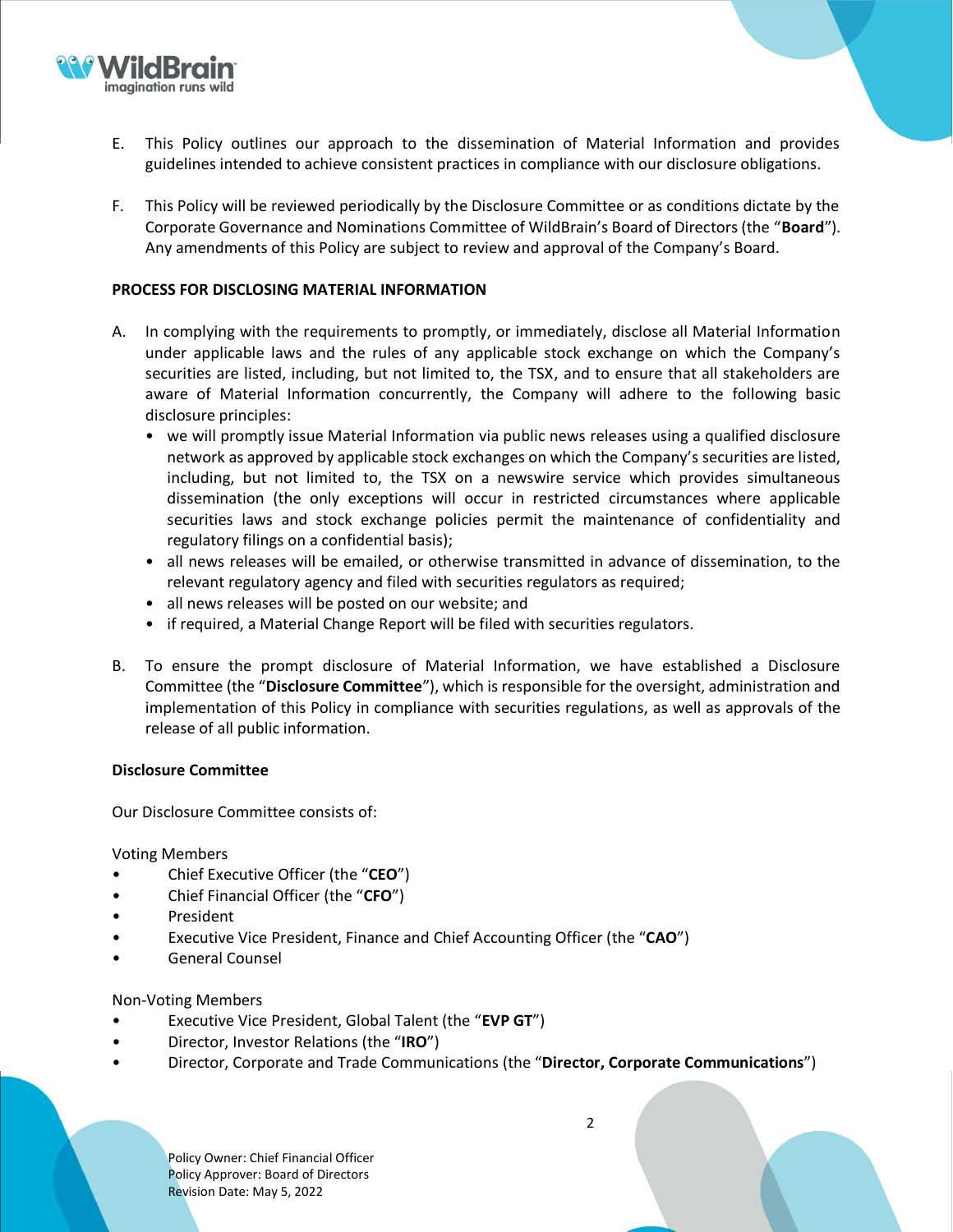E. This Policy outlines our approach to the dissemination of Material Information and provides guidelines intended to achieve consistent practices in compliance with our disclosure obligations.

F. This Policy will be reviewed periodically by the Disclosure Committee or as conditions dictate by the Corporate Governance and Nominations Committee of WildBrain's Board of Directors (the "**Board**"). Any amendments of this Policy are subject to review and approval of the Company's Board.

## PROCESS FOR DISCLOSING MATERIAL INFORMATION

A. In complying with the requirements to promptly, or immediately, disclose all Material Information under applicable laws and the rules of any applicable stock exchange on which the Company's securities are listed, including, but not limited to, the TSX, and to ensure that all stakeholders are aware of Material Information concurrently, the Company will adhere to the following basic disclosure principles:
   - we will promptly issue Material Information via public news releases using a qualified disclosure network as approved by applicable stock exchanges on which the Company's securities are listed, including, but not limited to, the TSX on a newswire service which provides simultaneous dissemination (the only exceptions will occur in restricted circumstances where applicable securities laws and stock exchange policies permit the maintenance of confidentiality and regulatory filings on a confidential basis);
   - all news releases will be emailed, or otherwise transmitted in advance of dissemination, to the relevant regulatory agency and filed with securities regulators as required;
   - all news releases will be posted on our website; and
   - if required, a Material Change Report will be filed with securities regulators.

B. To ensure the prompt disclosure of Material Information, we have established a Disclosure Committee (the "**Disclosure Committee**"), which is responsible for the oversight, administration and implementation of this Policy in compliance with securities regulations, as well as approvals of the release of all public information.

### Disclosure Committee

Our Disclosure Committee consists of:

Voting Members
- Chief Executive Officer (the "**CEO**")
- Chief Financial Officer (the "**CFO**")
- President
- Executive Vice President, Finance and Chief Accounting Officer (the "**CAO**")
- General Counsel

Non-Voting Members
- Executive Vice President, Global Talent (the "**EVP GT**")
- Director, Investor Relations (the "**IRO**")
- Director, Corporate and Trade Communications (the "**Director, Corporate Communications**")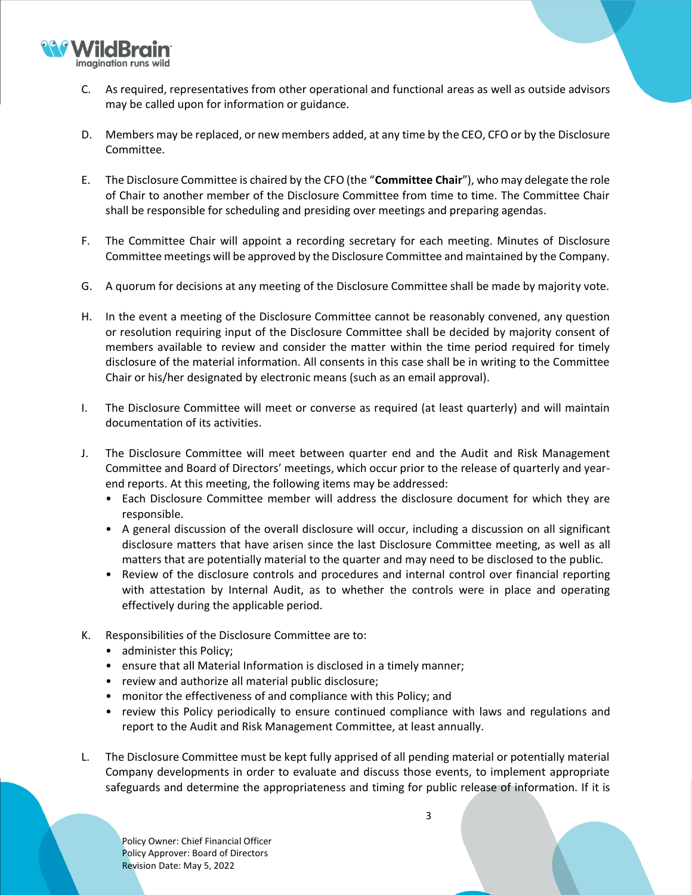C. As required, representatives from other operational and functional areas as well as outside advisors may be called upon for information or guidance.

D. Members may be replaced, or new members added, at any time by the CEO, CFO or by the Disclosure Committee.

E. The Disclosure Committee is chaired by the CFO (the "**Committee Chair**"), who may delegate the role of Chair to another member of the Disclosure Committee from time to time. The Committee Chair shall be responsible for scheduling and presiding over meetings and preparing agendas.

F. The Committee Chair will appoint a recording secretary for each meeting. Minutes of Disclosure Committee meetings will be approved by the Disclosure Committee and maintained by the Company.

G. A quorum for decisions at any meeting of the Disclosure Committee shall be made by majority vote.

H. In the event a meeting of the Disclosure Committee cannot be reasonably convened, any question or resolution requiring input of the Disclosure Committee shall be decided by majority consent of members available to review and consider the matter within the time period required for timely disclosure of the material information. All consents in this case shall be in writing to the Committee Chair or his/her designated by electronic means (such as an email approval).

I. The Disclosure Committee will meet or converse as required (at least quarterly) and will maintain documentation of its activities.

J. The Disclosure Committee will meet between quarter end and the Audit and Risk Management Committee and Board of Directors' meetings, which occur prior to the release of quarterly and year-end reports. At this meeting, the following items may be addressed:
   - Each Disclosure Committee member will address the disclosure document for which they are responsible.
   - A general discussion of the overall disclosure will occur, including a discussion on all significant disclosure matters that have arisen since the last Disclosure Committee meeting, as well as all matters that are potentially material to the quarter and may need to be disclosed to the public.
   - Review of the disclosure controls and procedures and internal control over financial reporting with attestation by Internal Audit, as to whether the controls were in place and operating effectively during the applicable period.

K. Responsibilities of the Disclosure Committee are to:
   - administer this Policy;
   - ensure that all Material Information is disclosed in a timely manner;
   - review and authorize all material public disclosure;
   - monitor the effectiveness of and compliance with this Policy; and
   - review this Policy periodically to ensure continued compliance with laws and regulations and report to the Audit and Risk Management Committee, at least annually.

L. The Disclosure Committee must be kept fully apprised of all pending material or potentially material Company developments in order to evaluate and discuss those events, to implement appropriate safeguards and determine the appropriateness and timing for public release of information. If it is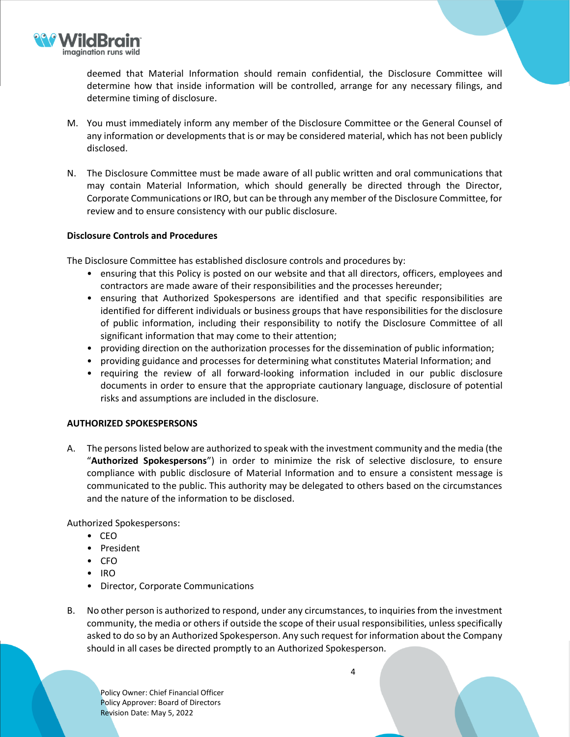deemed that Material Information should remain confidential, the Disclosure Committee will determine how that inside information will be controlled, arrange for any necessary filings, and determine timing of disclosure.

M. You must immediately inform any member of the Disclosure Committee or the General Counsel of any information or developments that is or may be considered material, which has not been publicly disclosed.

N. The Disclosure Committee must be made aware of all public written and oral communications that may contain Material Information, which should generally be directed through the Director, Corporate Communications or IRO, but can be through any member of the Disclosure Committee, for review and to ensure consistency with our public disclosure.

**Disclosure Controls and Procedures**

The Disclosure Committee has established disclosure controls and procedures by:

- ensuring that this Policy is posted on our website and that all directors, officers, employees and contractors are made aware of their responsibilities and the processes hereunder;
- ensuring that Authorized Spokespersons are identified and that specific responsibilities are identified for different individuals or business groups that have responsibilities for the disclosure of public information, including their responsibility to notify the Disclosure Committee of all significant information that may come to their attention;
- providing direction on the authorization processes for the dissemination of public information;
- providing guidance and processes for determining what constitutes Material Information; and
- requiring the review of all forward-looking information included in our public disclosure documents in order to ensure that the appropriate cautionary language, disclosure of potential risks and assumptions are included in the disclosure.

**AUTHORIZED SPOKESPERSONS**

A. The persons listed below are authorized to speak with the investment community and the media (the "**Authorized Spokespersons**") in order to minimize the risk of selective disclosure, to ensure compliance with public disclosure of Material Information and to ensure a consistent message is communicated to the public. This authority may be delegated to others based on the circumstances and the nature of the information to be disclosed.

Authorized Spokespersons:

- CEO
- President
- CFO
- IRO
- Director, Corporate Communications

B. No other person is authorized to respond, under any circumstances, to inquiries from the investment community, the media or others if outside the scope of their usual responsibilities, unless specifically asked to do so by an Authorized Spokesperson. Any such request for information about the Company should in all cases be directed promptly to an Authorized Spokesperson.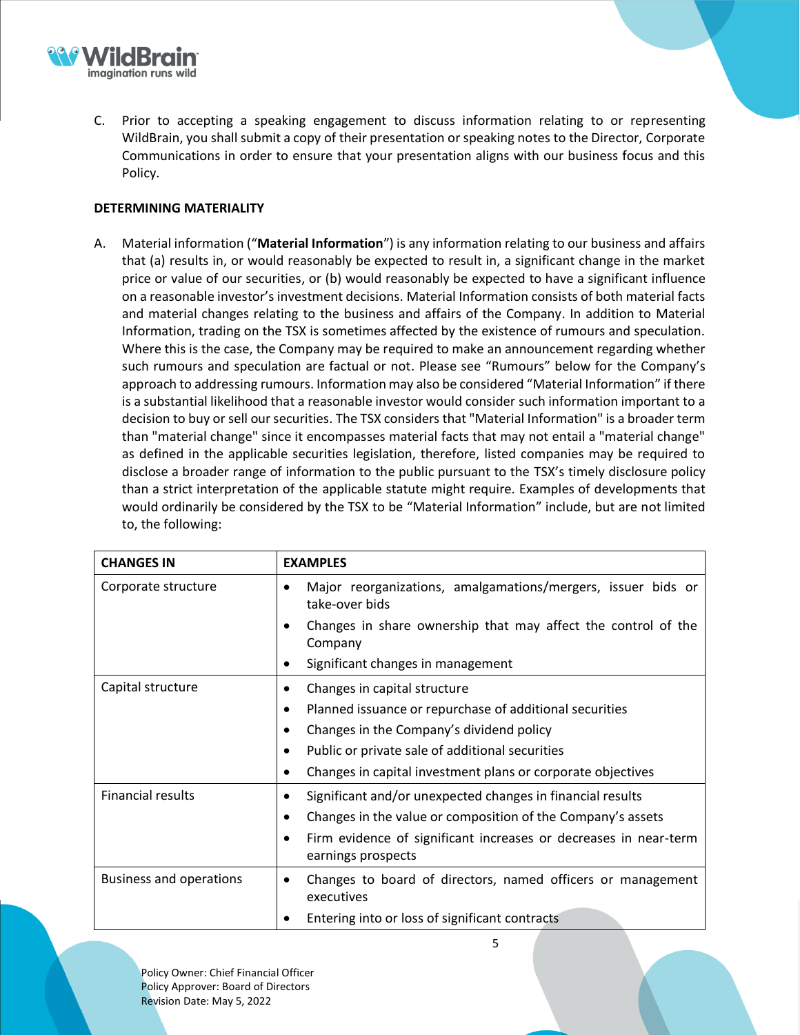C. Prior to accepting a speaking engagement to discuss information relating to or representing WildBrain, you shall submit a copy of their presentation or speaking notes to the Director, Corporate Communications in order to ensure that your presentation aligns with our business focus and this Policy.

**DETERMINING MATERIALITY**

A. Material information ("**Material Information**") is any information relating to our business and affairs that (a) results in, or would reasonably be expected to result in, a significant change in the market price or value of our securities, or (b) would reasonably be expected to have a significant influence on a reasonable investor's investment decisions. Material Information consists of both material facts and material changes relating to the business and affairs of the Company. In addition to Material Information, trading on the TSX is sometimes affected by the existence of rumours and speculation. Where this is the case, the Company may be required to make an announcement regarding whether such rumours and speculation are factual or not. Please see "Rumours" below for the Company's approach to addressing rumours. Information may also be considered "Material Information" if there is a substantial likelihood that a reasonable investor would consider such information important to a decision to buy or sell our securities. The TSX considers that "Material Information" is a broader term than "material change" since it encompasses material facts that may not entail a "material change" as defined in the applicable securities legislation, therefore, listed companies may be required to disclose a broader range of information to the public pursuant to the TSX's timely disclosure policy than a strict interpretation of the applicable statute might require. Examples of developments that would ordinarily be considered by the TSX to be "Material Information" include, but are not limited to, the following:

| CHANGES IN | EXAMPLES |
|---|---|
| Corporate structure | • Major reorganizations, amalgamations/mergers, issuer bids or take-over bids<br>• Changes in share ownership that may affect the control of the Company<br>• Significant changes in management |
| Capital structure | • Changes in capital structure<br>• Planned issuance or repurchase of additional securities<br>• Changes in the Company's dividend policy<br>• Public or private sale of additional securities<br>• Changes in capital investment plans or corporate objectives |
| Financial results | • Significant and/or unexpected changes in financial results<br>• Changes in the value or composition of the Company's assets<br>• Firm evidence of significant increases or decreases in near-term earnings prospects |
| Business and operations | • Changes to board of directors, named officers or management executives<br>• Entering into or loss of significant contracts |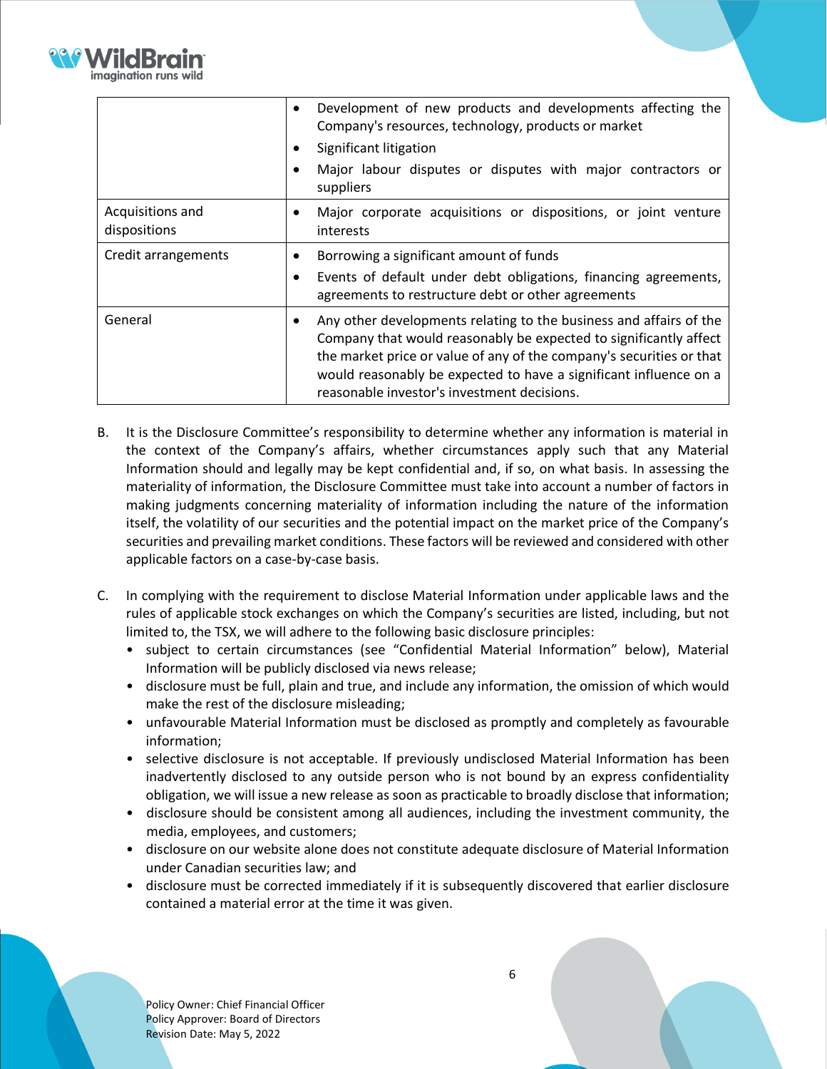| | |
|---|---|
| | • Development of new products and developments affecting the Company's resources, technology, products or market<br>• Significant litigation<br>• Major labour disputes or disputes with major contractors or suppliers |
| Acquisitions and dispositions | • Major corporate acquisitions or dispositions, or joint venture interests |
| Credit arrangements | • Borrowing a significant amount of funds<br>• Events of default under debt obligations, financing agreements, agreements to restructure debt or other agreements |
| General | • Any other developments relating to the business and affairs of the Company that would reasonably be expected to significantly affect the market price or value of any of the company's securities or that would reasonably be expected to have a significant influence on a reasonable investor's investment decisions. |

B. It is the Disclosure Committee's responsibility to determine whether any information is material in the context of the Company's affairs, whether circumstances apply such that any Material Information should and legally may be kept confidential and, if so, on what basis. In assessing the materiality of information, the Disclosure Committee must take into account a number of factors in making judgments concerning materiality of information including the nature of the information itself, the volatility of our securities and the potential impact on the market price of the Company's securities and prevailing market conditions. These factors will be reviewed and considered with other applicable factors on a case-by-case basis.

C. In complying with the requirement to disclose Material Information under applicable laws and the rules of applicable stock exchanges on which the Company's securities are listed, including, but not limited to, the TSX, we will adhere to the following basic disclosure principles:

- subject to certain circumstances (see "Confidential Material Information" below), Material Information will be publicly disclosed via news release;
- disclosure must be full, plain and true, and include any information, the omission of which would make the rest of the disclosure misleading;
- unfavourable Material Information must be disclosed as promptly and completely as favourable information;
- selective disclosure is not acceptable. If previously undisclosed Material Information has been inadvertently disclosed to any outside person who is not bound by an express confidentiality obligation, we will issue a new release as soon as practicable to broadly disclose that information;
- disclosure should be consistent among all audiences, including the investment community, the media, employees, and customers;
- disclosure on our website alone does not constitute adequate disclosure of Material Information under Canadian securities law; and
- disclosure must be corrected immediately if it is subsequently discovered that earlier disclosure contained a material error at the time it was given.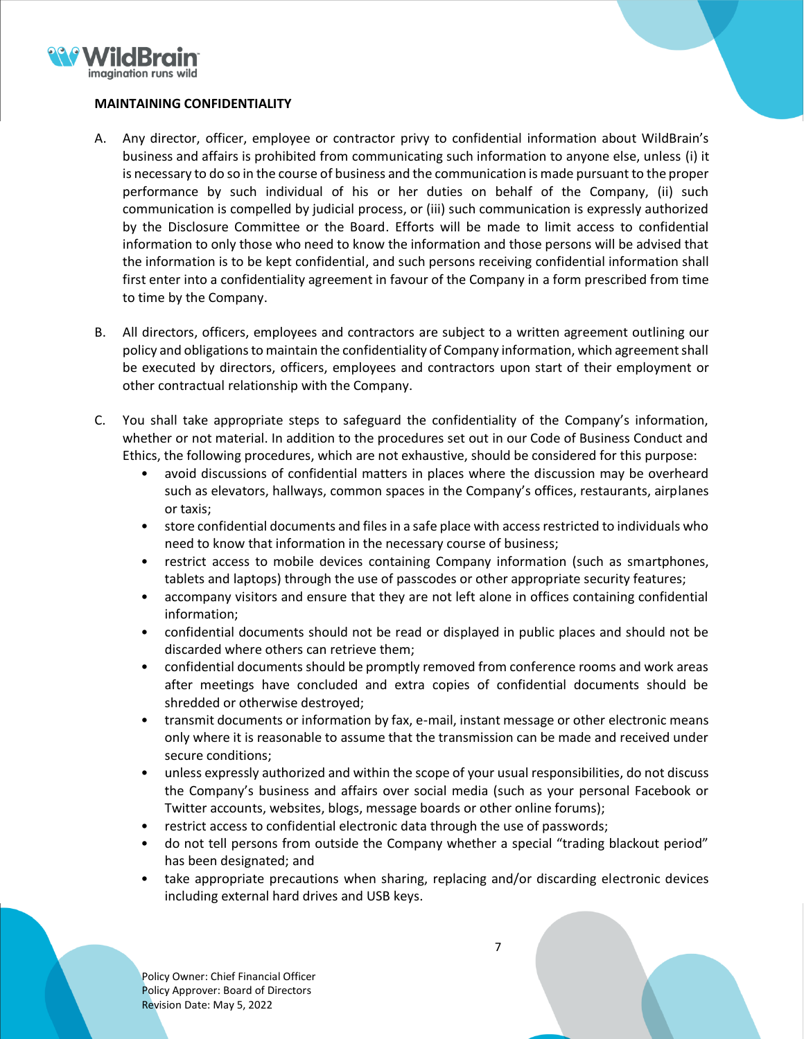**MAINTAINING CONFIDENTIALITY**

A. Any director, officer, employee or contractor privy to confidential information about WildBrain's business and affairs is prohibited from communicating such information to anyone else, unless (i) it is necessary to do so in the course of business and the communication is made pursuant to the proper performance by such individual of his or her duties on behalf of the Company, (ii) such communication is compelled by judicial process, or (iii) such communication is expressly authorized by the Disclosure Committee or the Board. Efforts will be made to limit access to confidential information to only those who need to know the information and those persons will be advised that the information is to be kept confidential, and such persons receiving confidential information shall first enter into a confidentiality agreement in favour of the Company in a form prescribed from time to time by the Company.

B. All directors, officers, employees and contractors are subject to a written agreement outlining our policy and obligations to maintain the confidentiality of Company information, which agreement shall be executed by directors, officers, employees and contractors upon start of their employment or other contractual relationship with the Company.

C. You shall take appropriate steps to safeguard the confidentiality of the Company's information, whether or not material. In addition to the procedures set out in our Code of Business Conduct and Ethics, the following procedures, which are not exhaustive, should be considered for this purpose:
   - avoid discussions of confidential matters in places where the discussion may be overheard such as elevators, hallways, common spaces in the Company's offices, restaurants, airplanes or taxis;
   - store confidential documents and files in a safe place with access restricted to individuals who need to know that information in the necessary course of business;
   - restrict access to mobile devices containing Company information (such as smartphones, tablets and laptops) through the use of passcodes or other appropriate security features;
   - accompany visitors and ensure that they are not left alone in offices containing confidential information;
   - confidential documents should not be read or displayed in public places and should not be discarded where others can retrieve them;
   - confidential documents should be promptly removed from conference rooms and work areas after meetings have concluded and extra copies of confidential documents should be shredded or otherwise destroyed;
   - transmit documents or information by fax, e-mail, instant message or other electronic means only where it is reasonable to assume that the transmission can be made and received under secure conditions;
   - unless expressly authorized and within the scope of your usual responsibilities, do not discuss the Company's business and affairs over social media (such as your personal Facebook or Twitter accounts, websites, blogs, message boards or other online forums);
   - restrict access to confidential electronic data through the use of passwords;
   - do not tell persons from outside the Company whether a special "trading blackout period" has been designated; and
   - take appropriate precautions when sharing, replacing and/or discarding electronic devices including external hard drives and USB keys.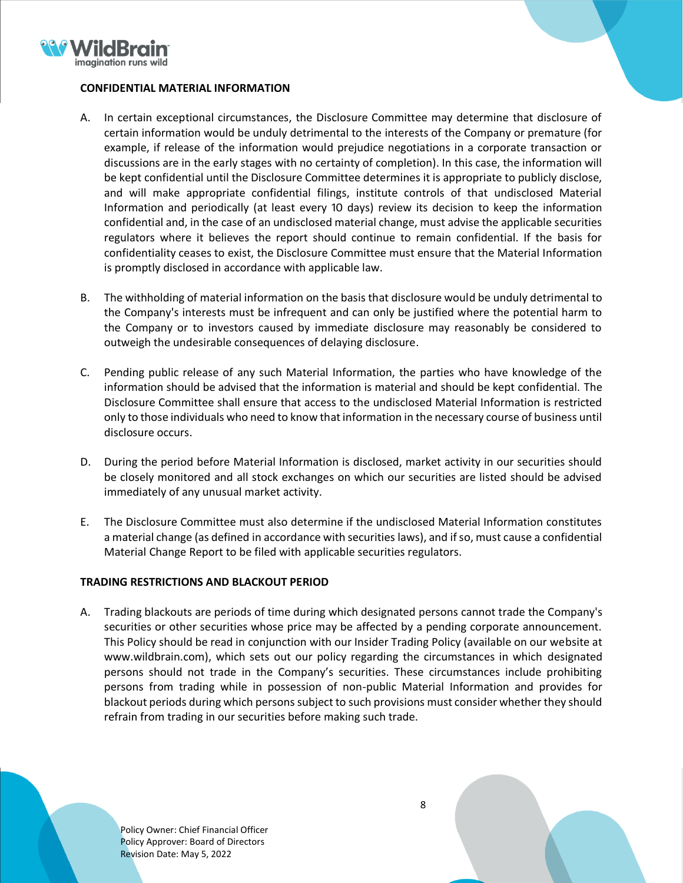**CONFIDENTIAL MATERIAL INFORMATION**

A. In certain exceptional circumstances, the Disclosure Committee may determine that disclosure of certain information would be unduly detrimental to the interests of the Company or premature (for example, if release of the information would prejudice negotiations in a corporate transaction or discussions are in the early stages with no certainty of completion). In this case, the information will be kept confidential until the Disclosure Committee determines it is appropriate to publicly disclose, and will make appropriate confidential filings, institute controls of that undisclosed Material Information and periodically (at least every 10 days) review its decision to keep the information confidential and, in the case of an undisclosed material change, must advise the applicable securities regulators where it believes the report should continue to remain confidential. If the basis for confidentiality ceases to exist, the Disclosure Committee must ensure that the Material Information is promptly disclosed in accordance with applicable law.

B. The withholding of material information on the basis that disclosure would be unduly detrimental to the Company's interests must be infrequent and can only be justified where the potential harm to the Company or to investors caused by immediate disclosure may reasonably be considered to outweigh the undesirable consequences of delaying disclosure.

C. Pending public release of any such Material Information, the parties who have knowledge of the information should be advised that the information is material and should be kept confidential. The Disclosure Committee shall ensure that access to the undisclosed Material Information is restricted only to those individuals who need to know that information in the necessary course of business until disclosure occurs.

D. During the period before Material Information is disclosed, market activity in our securities should be closely monitored and all stock exchanges on which our securities are listed should be advised immediately of any unusual market activity.

E. The Disclosure Committee must also determine if the undisclosed Material Information constitutes a material change (as defined in accordance with securities laws), and if so, must cause a confidential Material Change Report to be filed with applicable securities regulators.

**TRADING RESTRICTIONS AND BLACKOUT PERIOD**

A. Trading blackouts are periods of time during which designated persons cannot trade the Company's securities or other securities whose price may be affected by a pending corporate announcement. This Policy should be read in conjunction with our Insider Trading Policy (available on our website at www.wildbrain.com), which sets out our policy regarding the circumstances in which designated persons should not trade in the Company's securities. These circumstances include prohibiting persons from trading while in possession of non-public Material Information and provides for blackout periods during which persons subject to such provisions must consider whether they should refrain from trading in our securities before making such trade.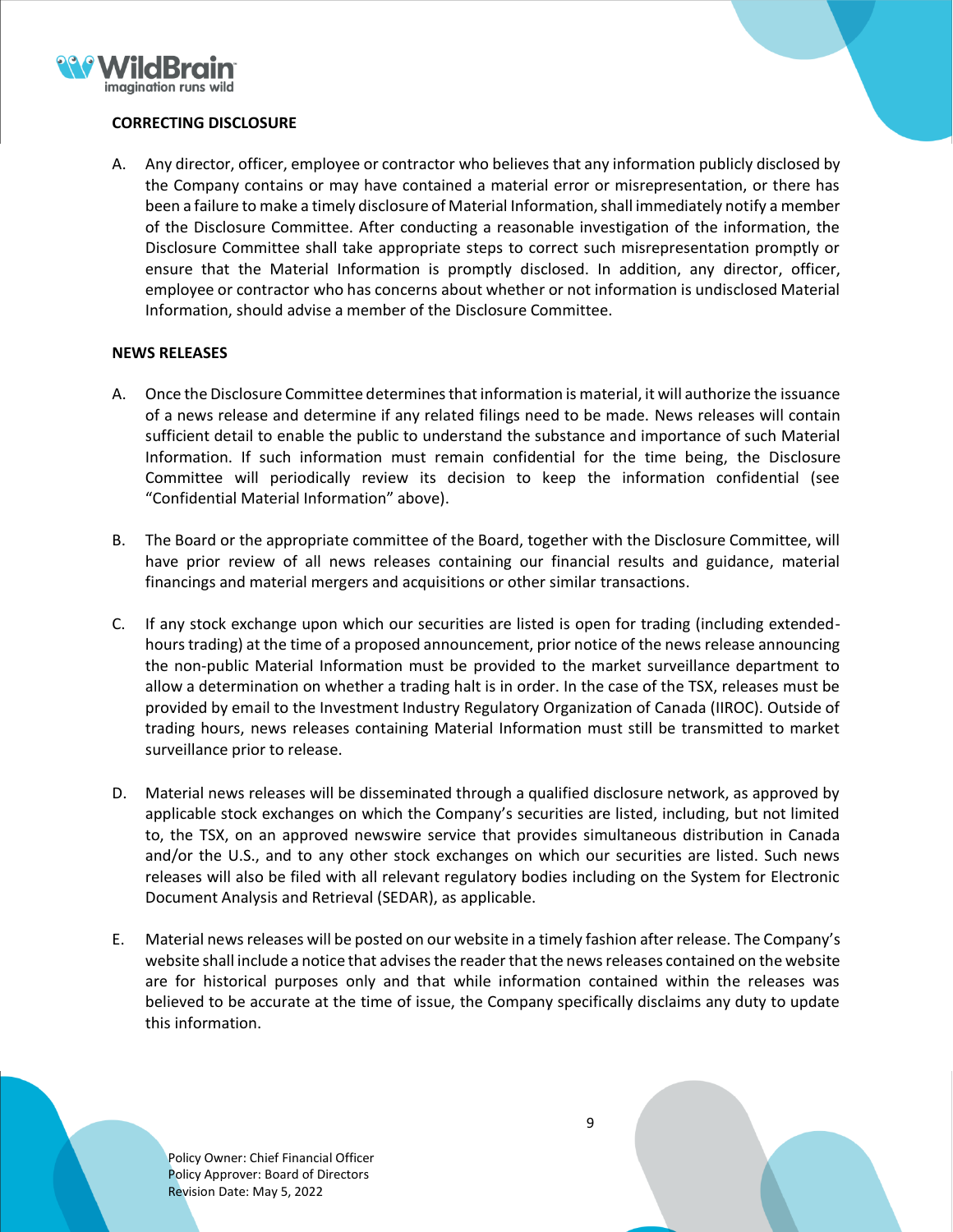## CORRECTING DISCLOSURE

A. Any director, officer, employee or contractor who believes that any information publicly disclosed by the Company contains or may have contained a material error or misrepresentation, or there has been a failure to make a timely disclosure of Material Information, shall immediately notify a member of the Disclosure Committee. After conducting a reasonable investigation of the information, the Disclosure Committee shall take appropriate steps to correct such misrepresentation promptly or ensure that the Material Information is promptly disclosed. In addition, any director, officer, employee or contractor who has concerns about whether or not information is undisclosed Material Information, should advise a member of the Disclosure Committee.

## NEWS RELEASES

A. Once the Disclosure Committee determines that information is material, it will authorize the issuance of a news release and determine if any related filings need to be made. News releases will contain sufficient detail to enable the public to understand the substance and importance of such Material Information. If such information must remain confidential for the time being, the Disclosure Committee will periodically review its decision to keep the information confidential (see "Confidential Material Information" above).

B. The Board or the appropriate committee of the Board, together with the Disclosure Committee, will have prior review of all news releases containing our financial results and guidance, material financings and material mergers and acquisitions or other similar transactions.

C. If any stock exchange upon which our securities are listed is open for trading (including extended-hours trading) at the time of a proposed announcement, prior notice of the news release announcing the non-public Material Information must be provided to the market surveillance department to allow a determination on whether a trading halt is in order. In the case of the TSX, releases must be provided by email to the Investment Industry Regulatory Organization of Canada (IIROC). Outside of trading hours, news releases containing Material Information must still be transmitted to market surveillance prior to release.

D. Material news releases will be disseminated through a qualified disclosure network, as approved by applicable stock exchanges on which the Company's securities are listed, including, but not limited to, the TSX, on an approved newswire service that provides simultaneous distribution in Canada and/or the U.S., and to any other stock exchanges on which our securities are listed. Such news releases will also be filed with all relevant regulatory bodies including on the System for Electronic Document Analysis and Retrieval (SEDAR), as applicable.

E. Material news releases will be posted on our website in a timely fashion after release. The Company's website shall include a notice that advises the reader that the news releases contained on the website are for historical purposes only and that while information contained within the releases was believed to be accurate at the time of issue, the Company specifically disclaims any duty to update this information.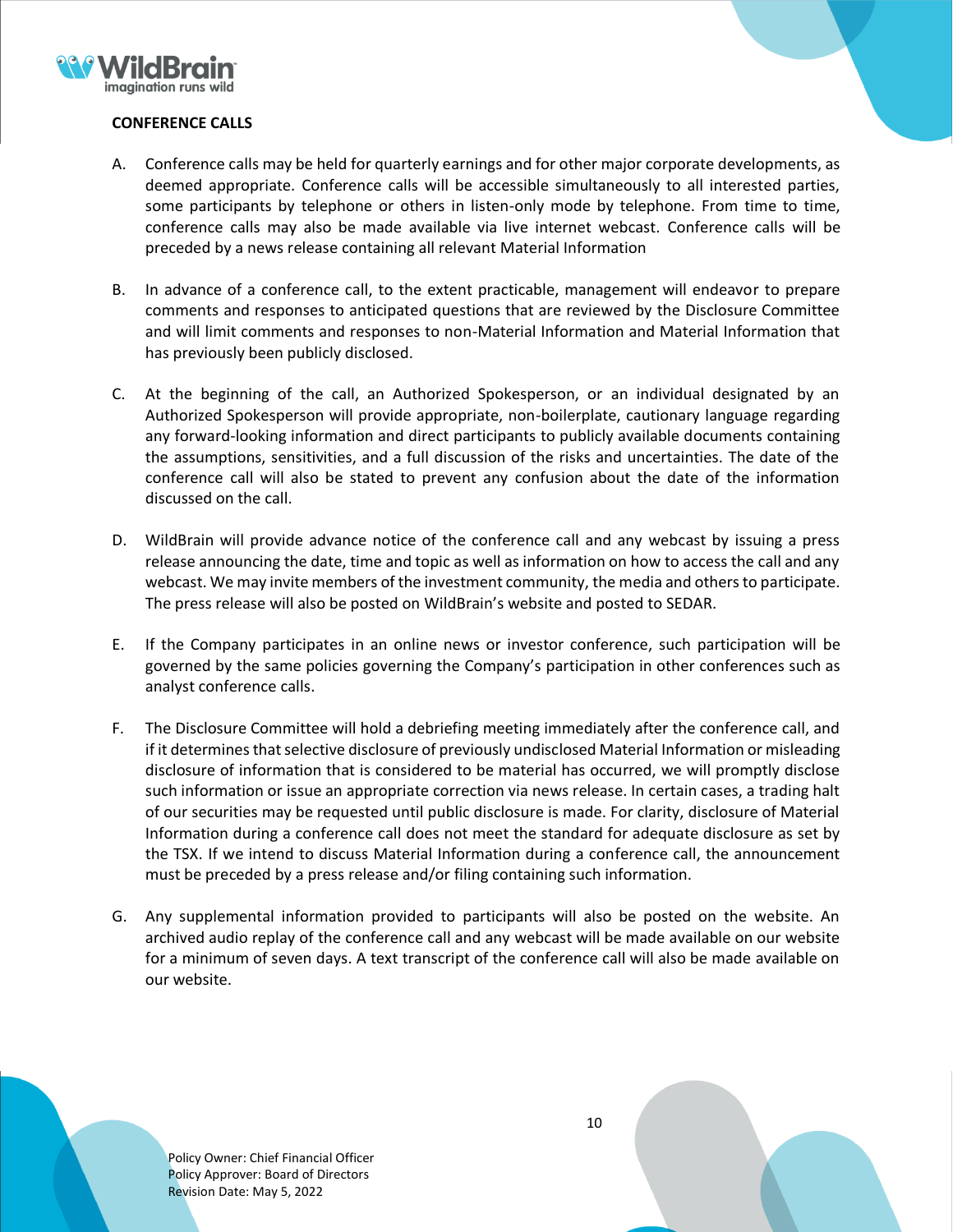**CONFERENCE CALLS**

A. Conference calls may be held for quarterly earnings and for other major corporate developments, as deemed appropriate. Conference calls will be accessible simultaneously to all interested parties, some participants by telephone or others in listen-only mode by telephone. From time to time, conference calls may also be made available via live internet webcast. Conference calls will be preceded by a news release containing all relevant Material Information

B. In advance of a conference call, to the extent practicable, management will endeavor to prepare comments and responses to anticipated questions that are reviewed by the Disclosure Committee and will limit comments and responses to non-Material Information and Material Information that has previously been publicly disclosed.

C. At the beginning of the call, an Authorized Spokesperson, or an individual designated by an Authorized Spokesperson will provide appropriate, non-boilerplate, cautionary language regarding any forward-looking information and direct participants to publicly available documents containing the assumptions, sensitivities, and a full discussion of the risks and uncertainties. The date of the conference call will also be stated to prevent any confusion about the date of the information discussed on the call.

D. WildBrain will provide advance notice of the conference call and any webcast by issuing a press release announcing the date, time and topic as well as information on how to access the call and any webcast. We may invite members of the investment community, the media and others to participate. The press release will also be posted on WildBrain's website and posted to SEDAR.

E. If the Company participates in an online news or investor conference, such participation will be governed by the same policies governing the Company's participation in other conferences such as analyst conference calls.

F. The Disclosure Committee will hold a debriefing meeting immediately after the conference call, and if it determines that selective disclosure of previously undisclosed Material Information or misleading disclosure of information that is considered to be material has occurred, we will promptly disclose such information or issue an appropriate correction via news release. In certain cases, a trading halt of our securities may be requested until public disclosure is made. For clarity, disclosure of Material Information during a conference call does not meet the standard for adequate disclosure as set by the TSX. If we intend to discuss Material Information during a conference call, the announcement must be preceded by a press release and/or filing containing such information.

G. Any supplemental information provided to participants will also be posted on the website. An archived audio replay of the conference call and any webcast will be made available on our website for a minimum of seven days. A text transcript of the conference call will also be made available on our website.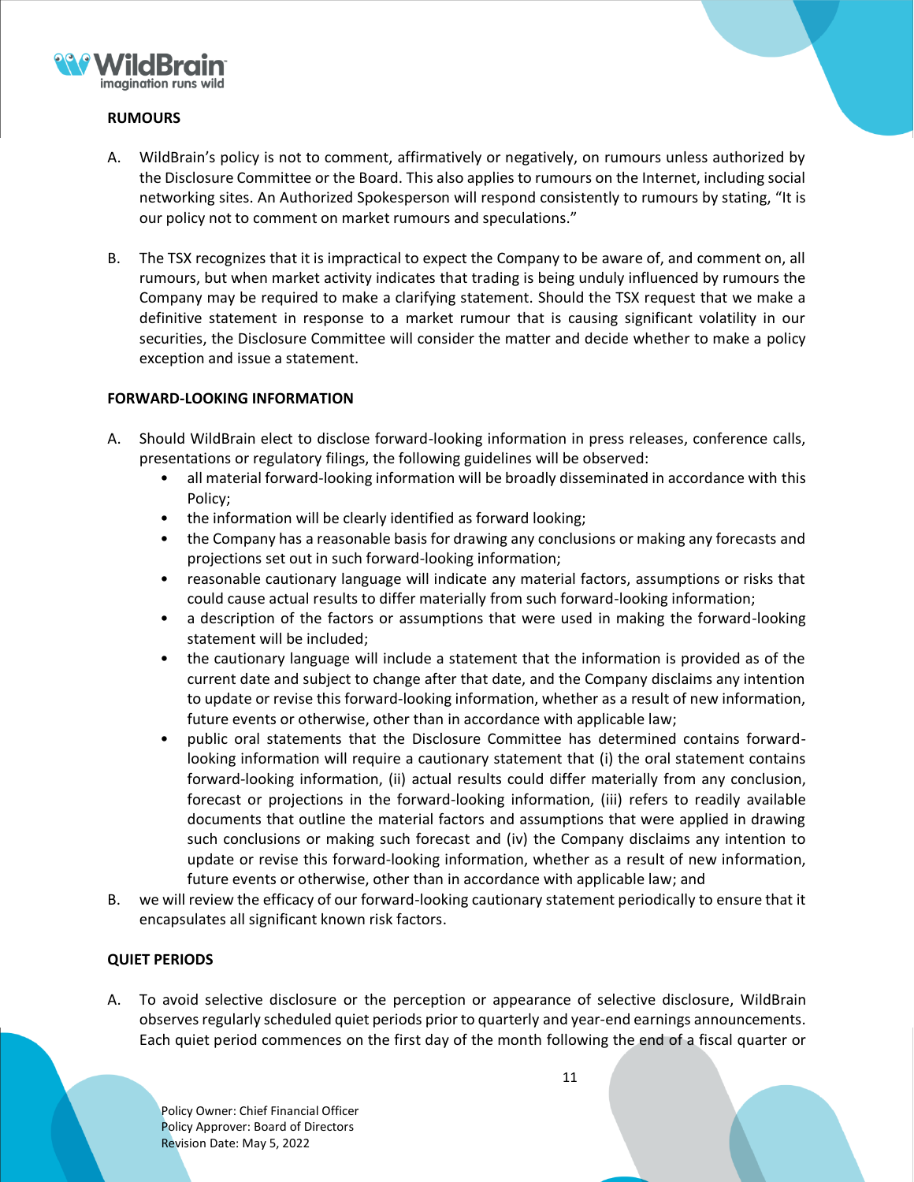## RUMOURS

A. WildBrain's policy is not to comment, affirmatively or negatively, on rumours unless authorized by the Disclosure Committee or the Board. This also applies to rumours on the Internet, including social networking sites. An Authorized Spokesperson will respond consistently to rumours by stating, "It is our policy not to comment on market rumours and speculations."

B. The TSX recognizes that it is impractical to expect the Company to be aware of, and comment on, all rumours, but when market activity indicates that trading is being unduly influenced by rumours the Company may be required to make a clarifying statement. Should the TSX request that we make a definitive statement in response to a market rumour that is causing significant volatility in our securities, the Disclosure Committee will consider the matter and decide whether to make a policy exception and issue a statement.

## FORWARD-LOOKING INFORMATION

A. Should WildBrain elect to disclose forward-looking information in press releases, conference calls, presentations or regulatory filings, the following guidelines will be observed:
   - all material forward-looking information will be broadly disseminated in accordance with this Policy;
   - the information will be clearly identified as forward looking;
   - the Company has a reasonable basis for drawing any conclusions or making any forecasts and projections set out in such forward-looking information;
   - reasonable cautionary language will indicate any material factors, assumptions or risks that could cause actual results to differ materially from such forward-looking information;
   - a description of the factors or assumptions that were used in making the forward-looking statement will be included;
   - the cautionary language will include a statement that the information is provided as of the current date and subject to change after that date, and the Company disclaims any intention to update or revise this forward-looking information, whether as a result of new information, future events or otherwise, other than in accordance with applicable law;
   - public oral statements that the Disclosure Committee has determined contains forward-looking information will require a cautionary statement that (i) the oral statement contains forward-looking information, (ii) actual results could differ materially from any conclusion, forecast or projections in the forward-looking information, (iii) refers to readily available documents that outline the material factors and assumptions that were applied in drawing such conclusions or making such forecast and (iv) the Company disclaims any intention to update or revise this forward-looking information, whether as a result of new information, future events or otherwise, other than in accordance with applicable law; and

B. we will review the efficacy of our forward-looking cautionary statement periodically to ensure that it encapsulates all significant known risk factors.

## QUIET PERIODS

A. To avoid selective disclosure or the perception or appearance of selective disclosure, WildBrain observes regularly scheduled quiet periods prior to quarterly and year-end earnings announcements. Each quiet period commences on the first day of the month following the end of a fiscal quarter or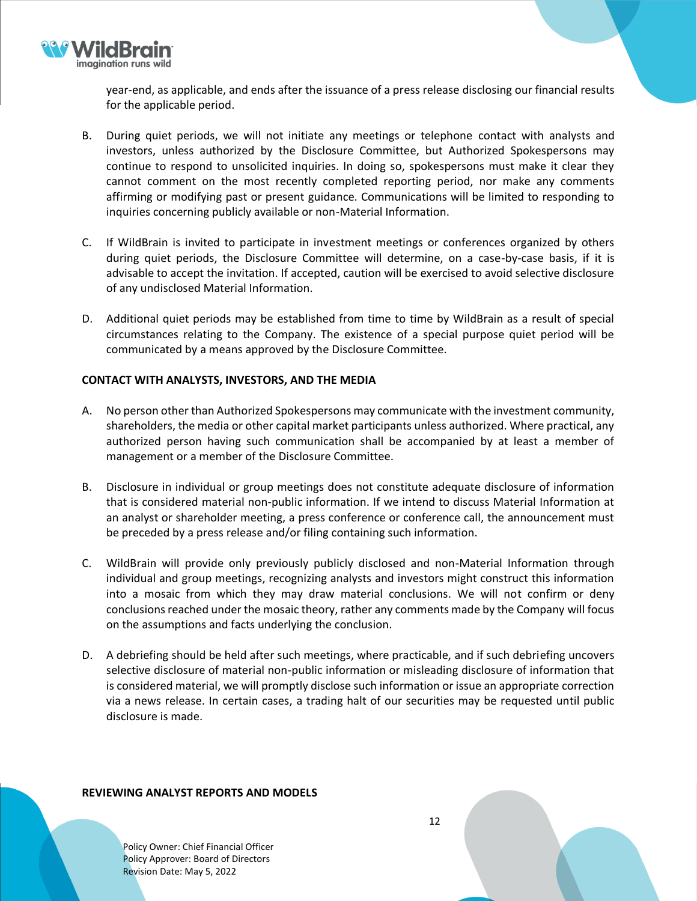year-end, as applicable, and ends after the issuance of a press release disclosing our financial results for the applicable period.

B. During quiet periods, we will not initiate any meetings or telephone contact with analysts and investors, unless authorized by the Disclosure Committee, but Authorized Spokespersons may continue to respond to unsolicited inquiries. In doing so, spokespersons must make it clear they cannot comment on the most recently completed reporting period, nor make any comments affirming or modifying past or present guidance. Communications will be limited to responding to inquiries concerning publicly available or non-Material Information.

C. If WildBrain is invited to participate in investment meetings or conferences organized by others during quiet periods, the Disclosure Committee will determine, on a case-by-case basis, if it is advisable to accept the invitation. If accepted, caution will be exercised to avoid selective disclosure of any undisclosed Material Information.

D. Additional quiet periods may be established from time to time by WildBrain as a result of special circumstances relating to the Company. The existence of a special purpose quiet period will be communicated by a means approved by the Disclosure Committee.

**CONTACT WITH ANALYSTS, INVESTORS, AND THE MEDIA**

A. No person other than Authorized Spokespersons may communicate with the investment community, shareholders, the media or other capital market participants unless authorized. Where practical, any authorized person having such communication shall be accompanied by at least a member of management or a member of the Disclosure Committee.

B. Disclosure in individual or group meetings does not constitute adequate disclosure of information that is considered material non-public information. If we intend to discuss Material Information at an analyst or shareholder meeting, a press conference or conference call, the announcement must be preceded by a press release and/or filing containing such information.

C. WildBrain will provide only previously publicly disclosed and non-Material Information through individual and group meetings, recognizing analysts and investors might construct this information into a mosaic from which they may draw material conclusions. We will not confirm or deny conclusions reached under the mosaic theory, rather any comments made by the Company will focus on the assumptions and facts underlying the conclusion.

D. A debriefing should be held after such meetings, where practicable, and if such debriefing uncovers selective disclosure of material non-public information or misleading disclosure of information that is considered material, we will promptly disclose such information or issue an appropriate correction via a news release. In certain cases, a trading halt of our securities may be requested until public disclosure is made.

**REVIEWING ANALYST REPORTS AND MODELS**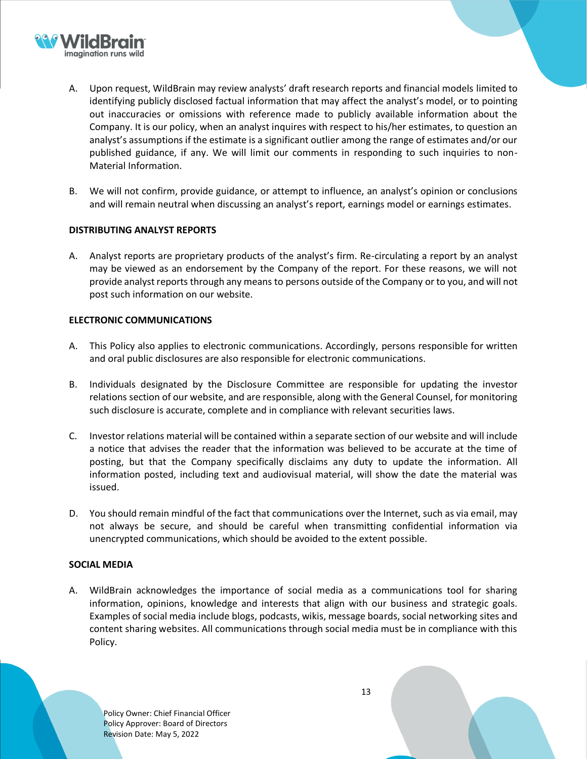A. Upon request, WildBrain may review analysts' draft research reports and financial models limited to identifying publicly disclosed factual information that may affect the analyst's model, or to pointing out inaccuracies or omissions with reference made to publicly available information about the Company. It is our policy, when an analyst inquires with respect to his/her estimates, to question an analyst's assumptions if the estimate is a significant outlier among the range of estimates and/or our published guidance, if any. We will limit our comments in responding to such inquiries to non-Material Information.

B. We will not confirm, provide guidance, or attempt to influence, an analyst's opinion or conclusions and will remain neutral when discussing an analyst's report, earnings model or earnings estimates.

**DISTRIBUTING ANALYST REPORTS**

A. Analyst reports are proprietary products of the analyst's firm. Re-circulating a report by an analyst may be viewed as an endorsement by the Company of the report. For these reasons, we will not provide analyst reports through any means to persons outside of the Company or to you, and will not post such information on our website.

**ELECTRONIC COMMUNICATIONS**

A. This Policy also applies to electronic communications. Accordingly, persons responsible for written and oral public disclosures are also responsible for electronic communications.

B. Individuals designated by the Disclosure Committee are responsible for updating the investor relations section of our website, and are responsible, along with the General Counsel, for monitoring such disclosure is accurate, complete and in compliance with relevant securities laws.

C. Investor relations material will be contained within a separate section of our website and will include a notice that advises the reader that the information was believed to be accurate at the time of posting, but that the Company specifically disclaims any duty to update the information. All information posted, including text and audiovisual material, will show the date the material was issued.

D. You should remain mindful of the fact that communications over the Internet, such as via email, may not always be secure, and should be careful when transmitting confidential information via unencrypted communications, which should be avoided to the extent possible.

**SOCIAL MEDIA**

A. WildBrain acknowledges the importance of social media as a communications tool for sharing information, opinions, knowledge and interests that align with our business and strategic goals. Examples of social media include blogs, podcasts, wikis, message boards, social networking sites and content sharing websites. All communications through social media must be in compliance with this Policy.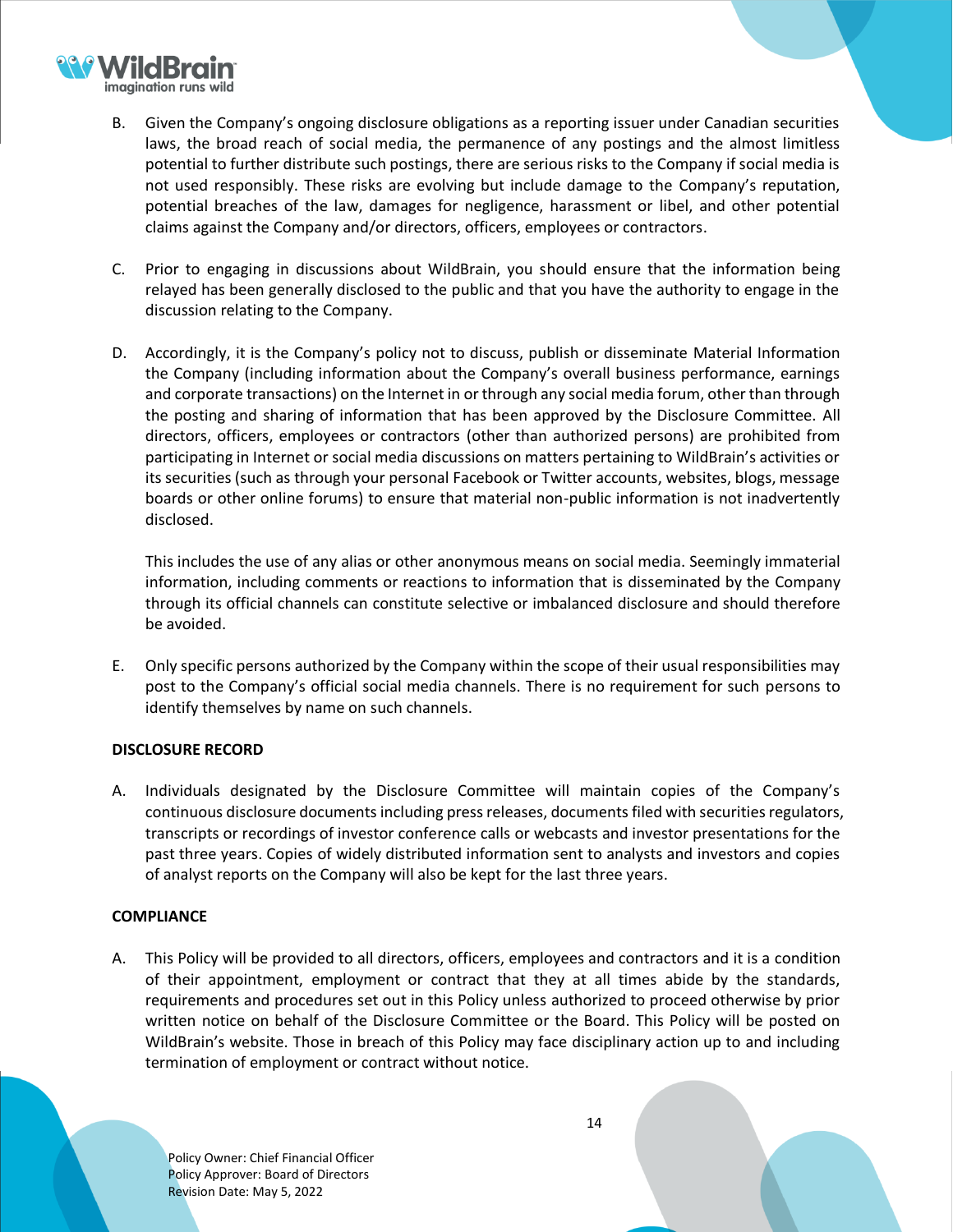B. Given the Company's ongoing disclosure obligations as a reporting issuer under Canadian securities laws, the broad reach of social media, the permanence of any postings and the almost limitless potential to further distribute such postings, there are serious risks to the Company if social media is not used responsibly. These risks are evolving but include damage to the Company's reputation, potential breaches of the law, damages for negligence, harassment or libel, and other potential claims against the Company and/or directors, officers, employees or contractors.

C. Prior to engaging in discussions about WildBrain, you should ensure that the information being relayed has been generally disclosed to the public and that you have the authority to engage in the discussion relating to the Company.

D. Accordingly, it is the Company's policy not to discuss, publish or disseminate Material Information the Company (including information about the Company's overall business performance, earnings and corporate transactions) on the Internet in or through any social media forum, other than through the posting and sharing of information that has been approved by the Disclosure Committee. All directors, officers, employees or contractors (other than authorized persons) are prohibited from participating in Internet or social media discussions on matters pertaining to WildBrain's activities or its securities (such as through your personal Facebook or Twitter accounts, websites, blogs, message boards or other online forums) to ensure that material non-public information is not inadvertently disclosed.

   This includes the use of any alias or other anonymous means on social media. Seemingly immaterial information, including comments or reactions to information that is disseminated by the Company through its official channels can constitute selective or imbalanced disclosure and should therefore be avoided.

E. Only specific persons authorized by the Company within the scope of their usual responsibilities may post to the Company's official social media channels. There is no requirement for such persons to identify themselves by name on such channels.

**DISCLOSURE RECORD**

A. Individuals designated by the Disclosure Committee will maintain copies of the Company's continuous disclosure documents including press releases, documents filed with securities regulators, transcripts or recordings of investor conference calls or webcasts and investor presentations for the past three years. Copies of widely distributed information sent to analysts and investors and copies of analyst reports on the Company will also be kept for the last three years.

**COMPLIANCE**

A. This Policy will be provided to all directors, officers, employees and contractors and it is a condition of their appointment, employment or contract that they at all times abide by the standards, requirements and procedures set out in this Policy unless authorized to proceed otherwise by prior written notice on behalf of the Disclosure Committee or the Board. This Policy will be posted on WildBrain's website. Those in breach of this Policy may face disciplinary action up to and including termination of employment or contract without notice.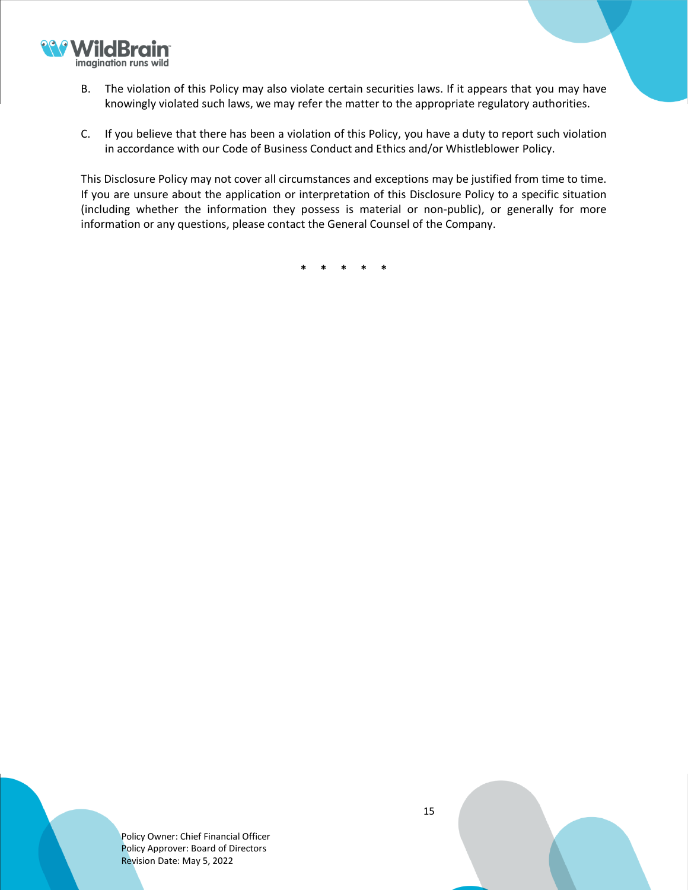B. The violation of this Policy may also violate certain securities laws. If it appears that you may have knowingly violated such laws, we may refer the matter to the appropriate regulatory authorities.

C. If you believe that there has been a violation of this Policy, you have a duty to report such violation in accordance with our Code of Business Conduct and Ethics and/or Whistleblower Policy.

This Disclosure Policy may not cover all circumstances and exceptions may be justified from time to time. If you are unsure about the application or interpretation of this Disclosure Policy to a specific situation (including whether the information they possess is material or non-public), or generally for more information or any questions, please contact the General Counsel of the Company.

\* \* \* \* \*

Policy Owner: Chief Financial Officer
Policy Approver: Board of Directors
Revision Date: May 5, 2022